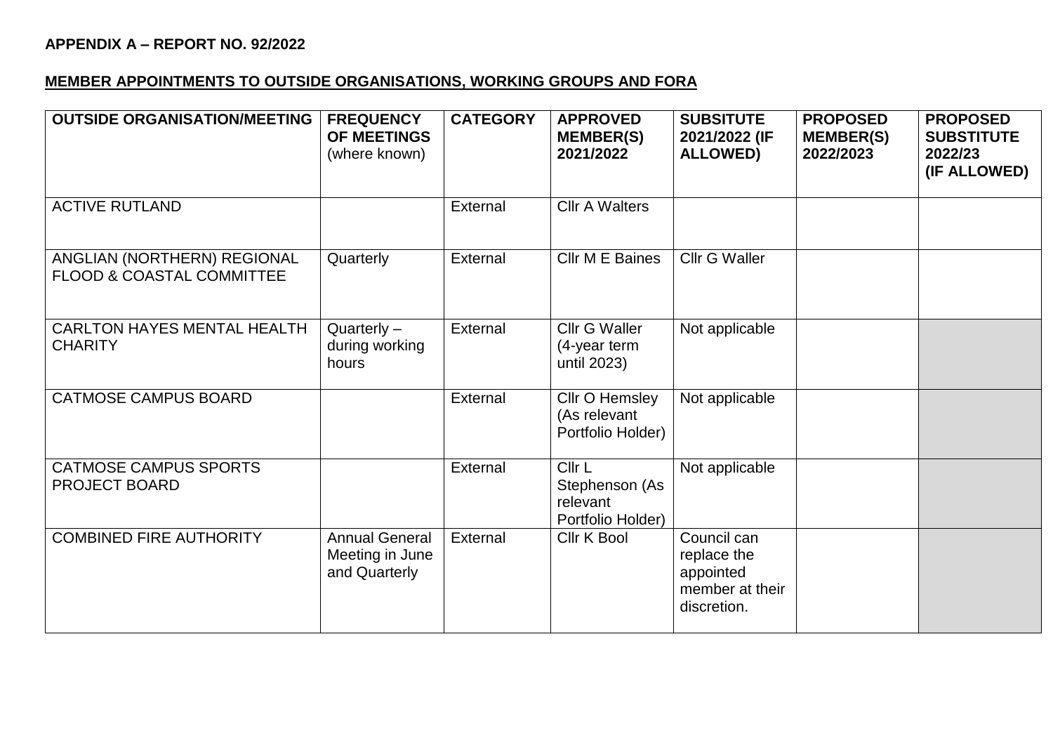**APPENDIX A – REPORT NO. 92/2022**

**MEMBER APPOINTMENTS TO OUTSIDE ORGANISATIONS, WORKING GROUPS AND FORA**

| OUTSIDE ORGANISATION/MEETING | FREQUENCY OF MEETINGS (where known) | CATEGORY | APPROVED MEMBER(S) 2021/2022 | SUBSITUTE 2021/2022 (IF ALLOWED) | PROPOSED MEMBER(S) 2022/2023 | PROPOSED SUBSTITUTE 2022/23 (IF ALLOWED) |
|---|---|---|---|---|---|---|
| ACTIVE RUTLAND | | External | Cllr A Walters | | | |
| ANGLIAN (NORTHERN) REGIONAL FLOOD & COASTAL COMMITTEE | Quarterly | External | Cllr M E Baines | Cllr G Waller | | |
| CARLTON HAYES MENTAL HEALTH CHARITY | Quarterly – during working hours | External | Cllr G Waller (4-year term until 2023) | Not applicable | | |
| CATMOSE CAMPUS BOARD | | External | Cllr O Hemsley (As relevant Portfolio Holder) | Not applicable | | |
| CATMOSE CAMPUS SPORTS PROJECT BOARD | | External | Cllr L Stephenson (As relevant Portfolio Holder) | Not applicable | | |
| COMBINED FIRE AUTHORITY | Annual General Meeting in June and Quarterly | External | Cllr K Bool | Council can replace the appointed member at their discretion. | | |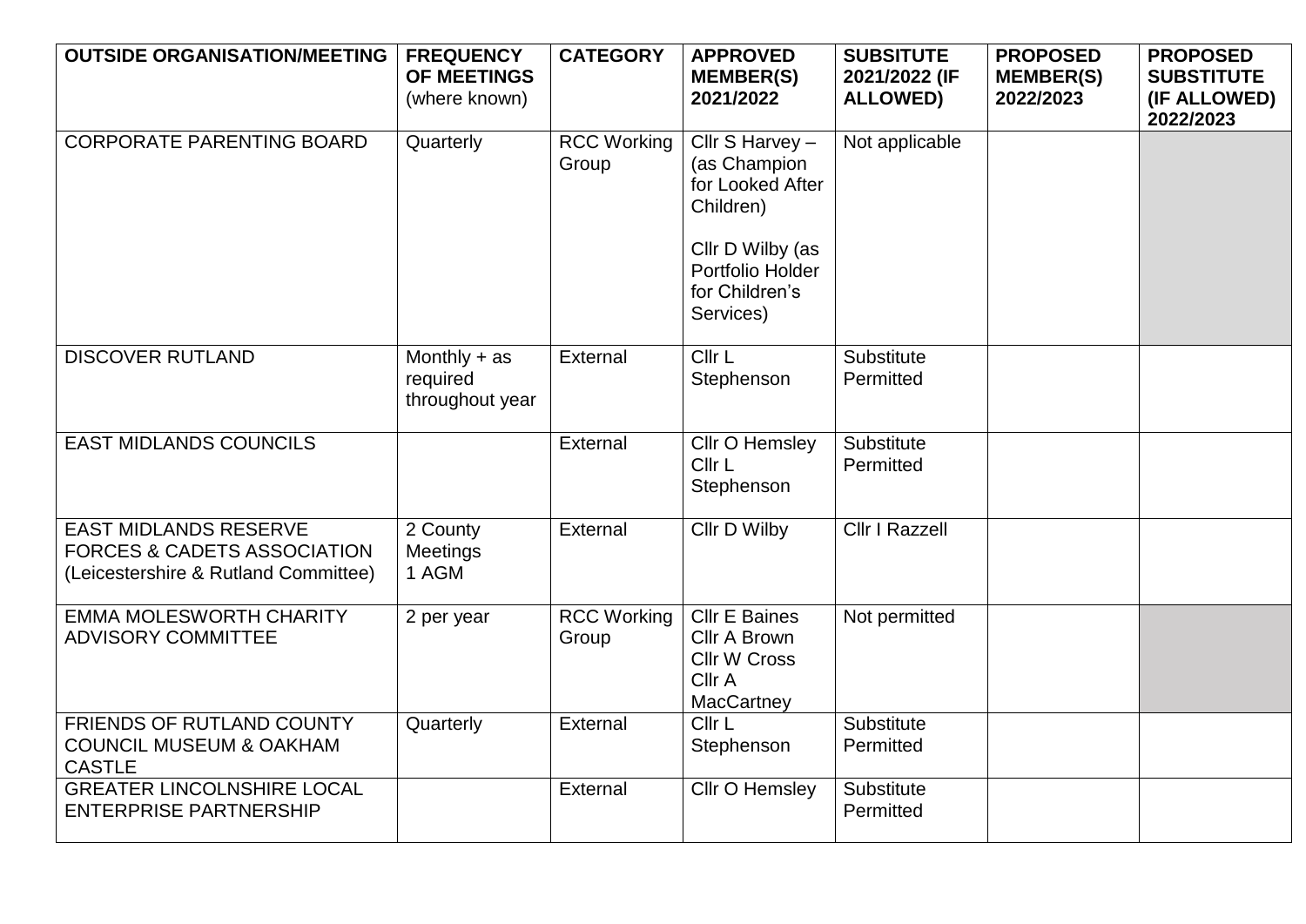| OUTSIDE ORGANISATION/MEETING | FREQUENCY OF MEETINGS (where known) | CATEGORY | APPROVED MEMBER(S) 2021/2022 | SUBSITUTE 2021/2022 (IF ALLOWED) | PROPOSED MEMBER(S) 2022/2023 | PROPOSED SUBSTITUTE (IF ALLOWED) 2022/2023 |
|---|---|---|---|---|---|---|
| CORPORATE PARENTING BOARD | Quarterly | RCC Working Group | Cllr S Harvey – (as Champion for Looked After Children)<br><br>Cllr D Wilby (as Portfolio Holder for Children's Services) | Not applicable | | |
| DISCOVER RUTLAND | Monthly + as required throughout year | External | Cllr L Stephenson | Substitute Permitted | | |
| EAST MIDLANDS COUNCILS | | External | Cllr O Hemsley<br>Cllr L Stephenson | Substitute Permitted | | |
| EAST MIDLANDS RESERVE FORCES & CADETS ASSOCIATION (Leicestershire & Rutland Committee) | 2 County Meetings<br>1 AGM | External | Cllr D Wilby | Cllr I Razzell | | |
| EMMA MOLESWORTH CHARITY ADVISORY COMMITTEE | 2 per year | RCC Working Group | Cllr E Baines<br>Cllr A Brown<br>Cllr W Cross<br>Cllr A MacCartney | Not permitted | | |
| FRIENDS OF RUTLAND COUNTY COUNCIL MUSEUM & OAKHAM CASTLE | Quarterly | External | Cllr L Stephenson | Substitute Permitted | | |
| GREATER LINCOLNSHIRE LOCAL ENTERPRISE PARTNERSHIP | | External | Cllr O Hemsley | Substitute Permitted | | |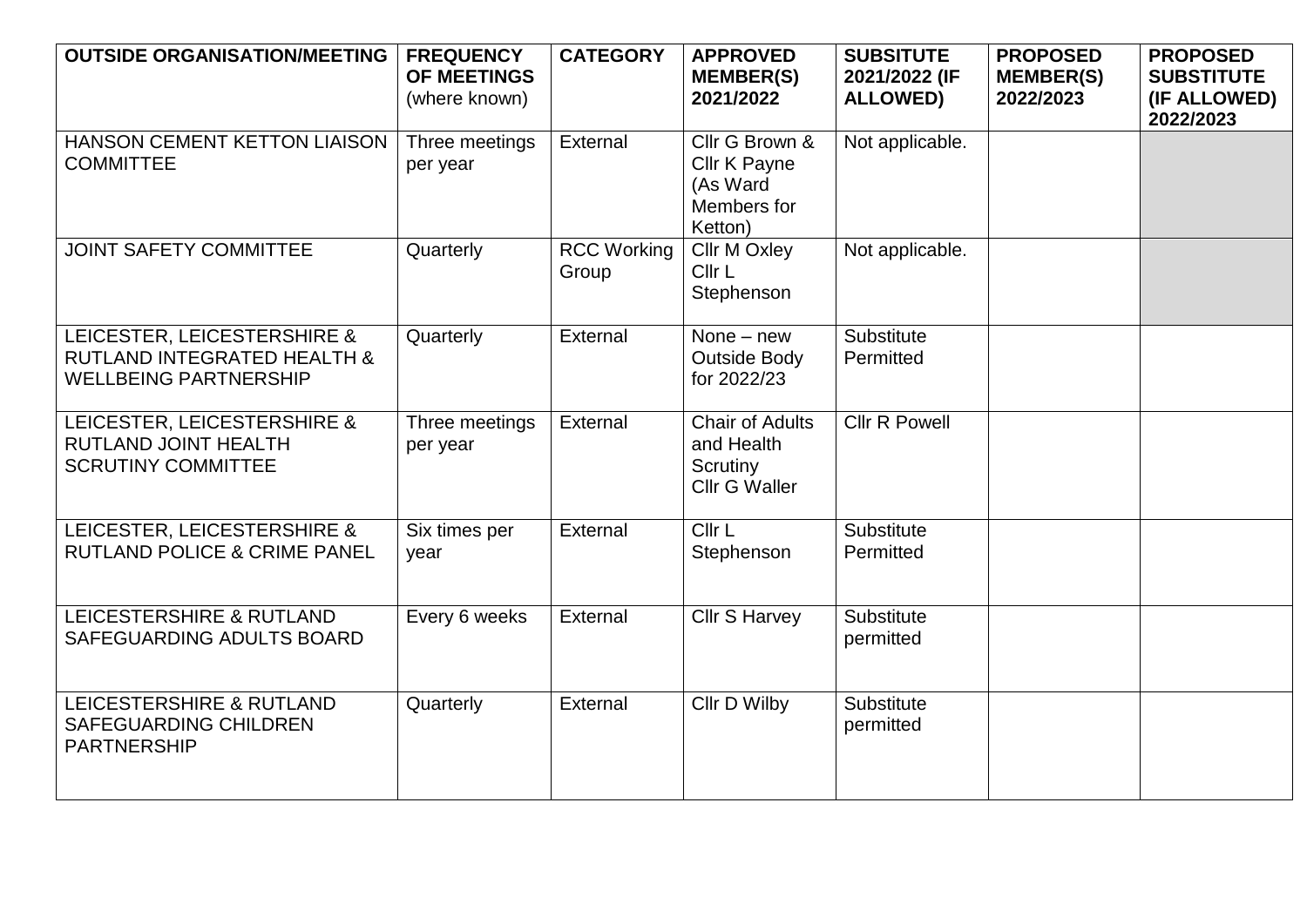| OUTSIDE ORGANISATION/MEETING | FREQUENCY OF MEETINGS (where known) | CATEGORY | APPROVED MEMBER(S) 2021/2022 | SUBSITUTE 2021/2022 (IF ALLOWED) | PROPOSED MEMBER(S) 2022/2023 | PROPOSED SUBSTITUTE (IF ALLOWED) 2022/2023 |
|---|---|---|---|---|---|---|
| HANSON CEMENT KETTON LIAISON COMMITTEE | Three meetings per year | External | Cllr G Brown & Cllr K Payne (As Ward Members for Ketton) | Not applicable. | | |
| JOINT SAFETY COMMITTEE | Quarterly | RCC Working Group | Cllr M Oxley Cllr L Stephenson | Not applicable. | | |
| LEICESTER, LEICESTERSHIRE & RUTLAND INTEGRATED HEALTH & WELLBEING PARTNERSHIP | Quarterly | External | None – new Outside Body for 2022/23 | Substitute Permitted | | |
| LEICESTER, LEICESTERSHIRE & RUTLAND JOINT HEALTH SCRUTINY COMMITTEE | Three meetings per year | External | Chair of Adults and Health Scrutiny Cllr G Waller | Cllr R Powell | | |
| LEICESTER, LEICESTERSHIRE & RUTLAND POLICE & CRIME PANEL | Six times per year | External | Cllr L Stephenson | Substitute Permitted | | |
| LEICESTERSHIRE & RUTLAND SAFEGUARDING ADULTS BOARD | Every 6 weeks | External | Cllr S Harvey | Substitute permitted | | |
| LEICESTERSHIRE & RUTLAND SAFEGUARDING CHILDREN PARTNERSHIP | Quarterly | External | Cllr D Wilby | Substitute permitted | | |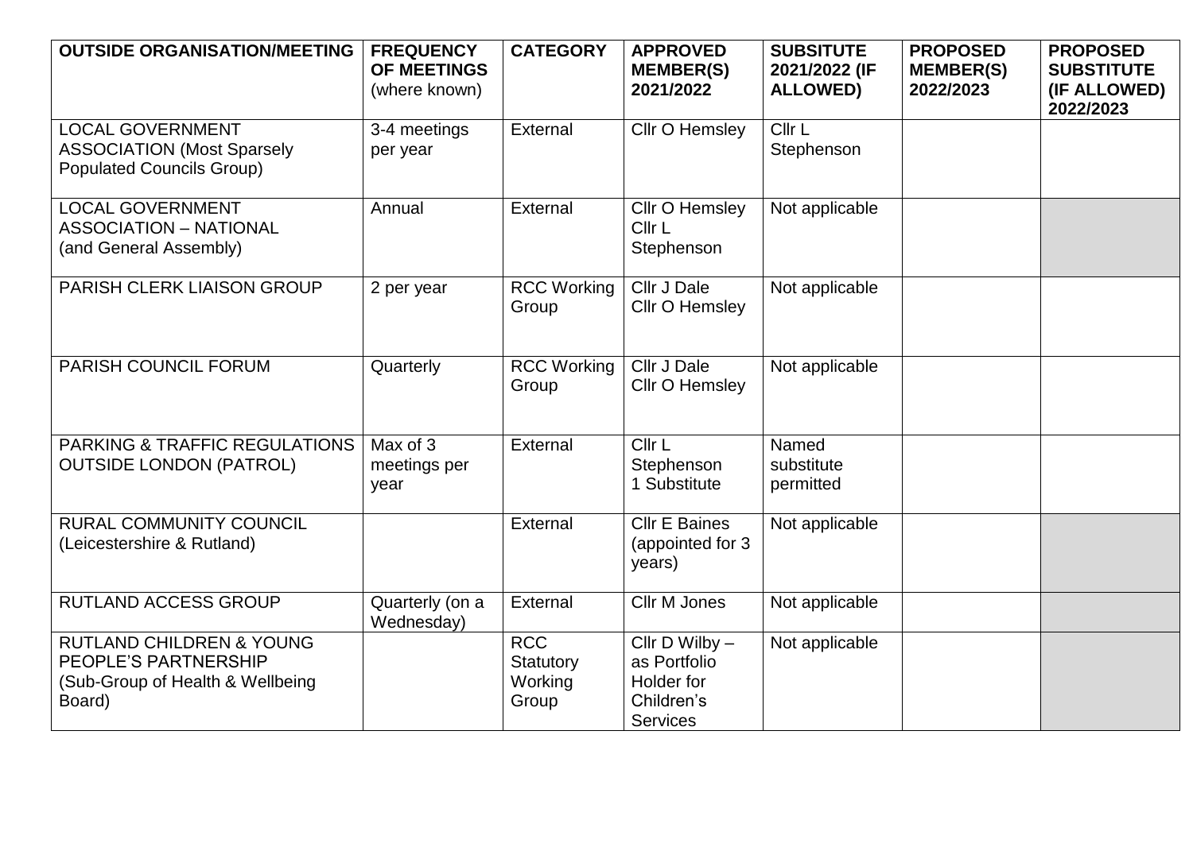| OUTSIDE ORGANISATION/MEETING | FREQUENCY OF MEETINGS (where known) | CATEGORY | APPROVED MEMBER(S) 2021/2022 | SUBSITUTE 2021/2022 (IF ALLOWED) | PROPOSED MEMBER(S) 2022/2023 | PROPOSED SUBSTITUTE (IF ALLOWED) 2022/2023 |
|---|---|---|---|---|---|---|
| LOCAL GOVERNMENT ASSOCIATION (Most Sparsely Populated Councils Group) | 3-4 meetings per year | External | Cllr O Hemsley | Cllr L Stephenson | | |
| LOCAL GOVERNMENT ASSOCIATION – NATIONAL (and General Assembly) | Annual | External | Cllr O Hemsley<br>Cllr L Stephenson | Not applicable | | |
| PARISH CLERK LIAISON GROUP | 2 per year | RCC Working Group | Cllr J Dale<br>Cllr O Hemsley | Not applicable | | |
| PARISH COUNCIL FORUM | Quarterly | RCC Working Group | Cllr J Dale<br>Cllr O Hemsley | Not applicable | | |
| PARKING & TRAFFIC REGULATIONS OUTSIDE LONDON (PATROL) | Max of 3 meetings per year | External | Cllr L Stephenson<br>1 Substitute | Named substitute permitted | | |
| RURAL COMMUNITY COUNCIL (Leicestershire & Rutland) | | External | Cllr E Baines (appointed for 3 years) | Not applicable | | |
| RUTLAND ACCESS GROUP | Quarterly (on a Wednesday) | External | Cllr M Jones | Not applicable | | |
| RUTLAND CHILDREN & YOUNG PEOPLE'S PARTNERSHIP (Sub-Group of Health & Wellbeing Board) | | RCC Statutory Working Group | Cllr D Wilby – as Portfolio Holder for Children's Services | Not applicable | | |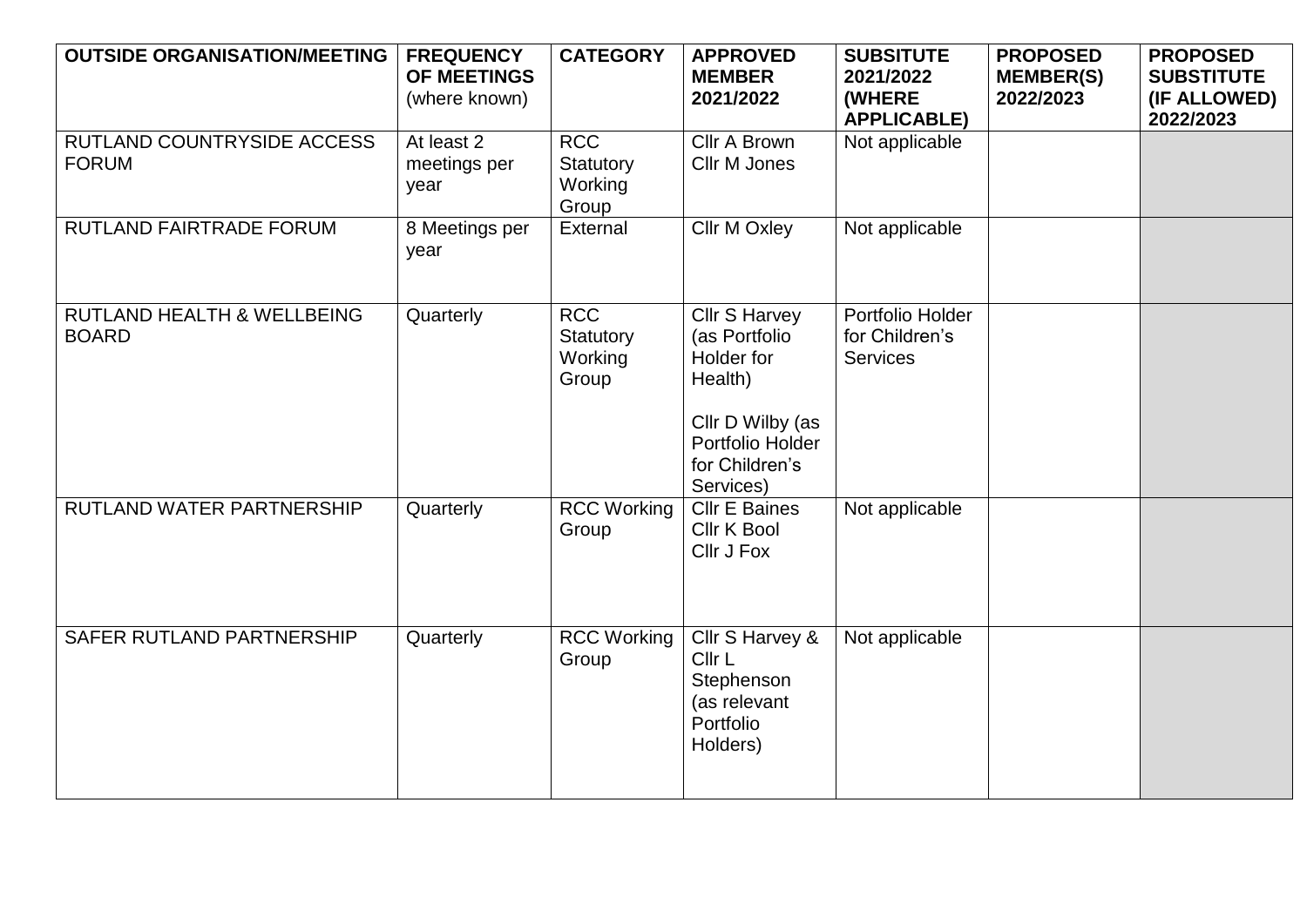| OUTSIDE ORGANISATION/MEETING | FREQUENCY OF MEETINGS (where known) | CATEGORY | APPROVED MEMBER 2021/2022 | SUBSITUTE 2021/2022 (WHERE APPLICABLE) | PROPOSED MEMBER(S) 2022/2023 | PROPOSED SUBSTITUTE (IF ALLOWED) 2022/2023 |
| --- | --- | --- | --- | --- | --- | --- |
| RUTLAND COUNTRYSIDE ACCESS FORUM | At least 2 meetings per year | RCC Statutory Working Group | Cllr A Brown<br>Cllr M Jones | Not applicable | | |
| RUTLAND FAIRTRADE FORUM | 8 Meetings per year | External | Cllr M Oxley | Not applicable | | |
| RUTLAND HEALTH & WELLBEING BOARD | Quarterly | RCC Statutory Working Group | Cllr S Harvey (as Portfolio Holder for Health)<br><br>Cllr D Wilby (as Portfolio Holder for Children's Services) | Portfolio Holder for Children's Services | | |
| RUTLAND WATER PARTNERSHIP | Quarterly | RCC Working Group | Cllr E Baines<br>Cllr K Bool<br>Cllr J Fox | Not applicable | | |
| SAFER RUTLAND PARTNERSHIP | Quarterly | RCC Working Group | Cllr S Harvey & Cllr L Stephenson (as relevant Portfolio Holders) | Not applicable | | |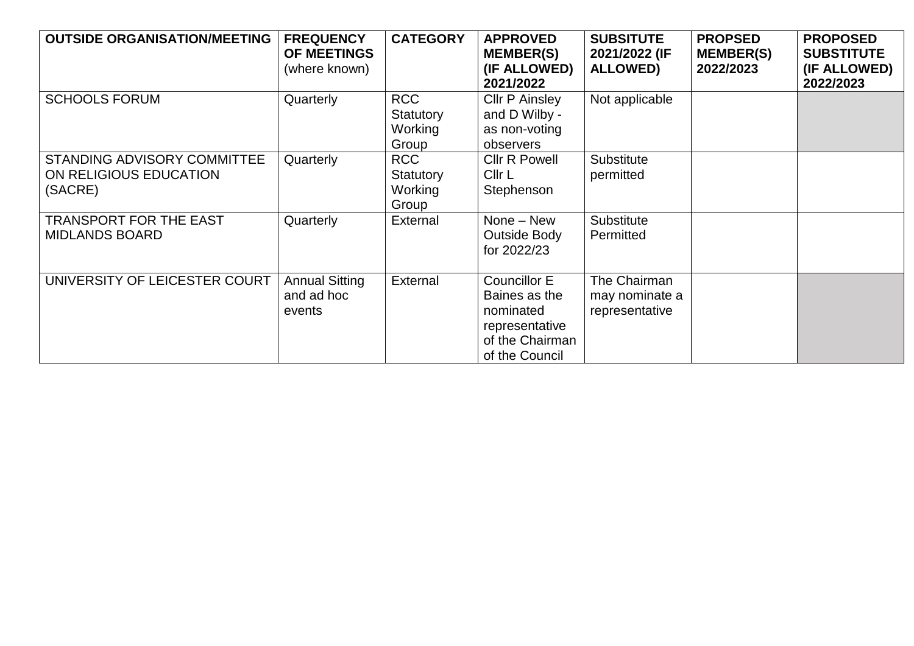| OUTSIDE ORGANISATION/MEETING | FREQUENCY OF MEETINGS (where known) | CATEGORY | APPROVED MEMBER(S) (IF ALLOWED) 2021/2022 | SUBSITUTE 2021/2022 (IF ALLOWED) | PROPSED MEMBER(S) 2022/2023 | PROPOSED SUBSTITUTE (IF ALLOWED) 2022/2023 |
|---|---|---|---|---|---|---|
| SCHOOLS FORUM | Quarterly | RCC Statutory Working Group | Cllr P Ainsley and D Wilby - as non-voting observers | Not applicable | | |
| STANDING ADVISORY COMMITTEE ON RELIGIOUS EDUCATION (SACRE) | Quarterly | RCC Statutory Working Group | Cllr R Powell Cllr L Stephenson | Substitute permitted | | |
| TRANSPORT FOR THE EAST MIDLANDS BOARD | Quarterly | External | None – New Outside Body for 2022/23 | Substitute Permitted | | |
| UNIVERSITY OF LEICESTER COURT | Annual Sitting and ad hoc events | External | Councillor E Baines as the nominated representative of the Chairman of the Council | The Chairman may nominate a representative | | |